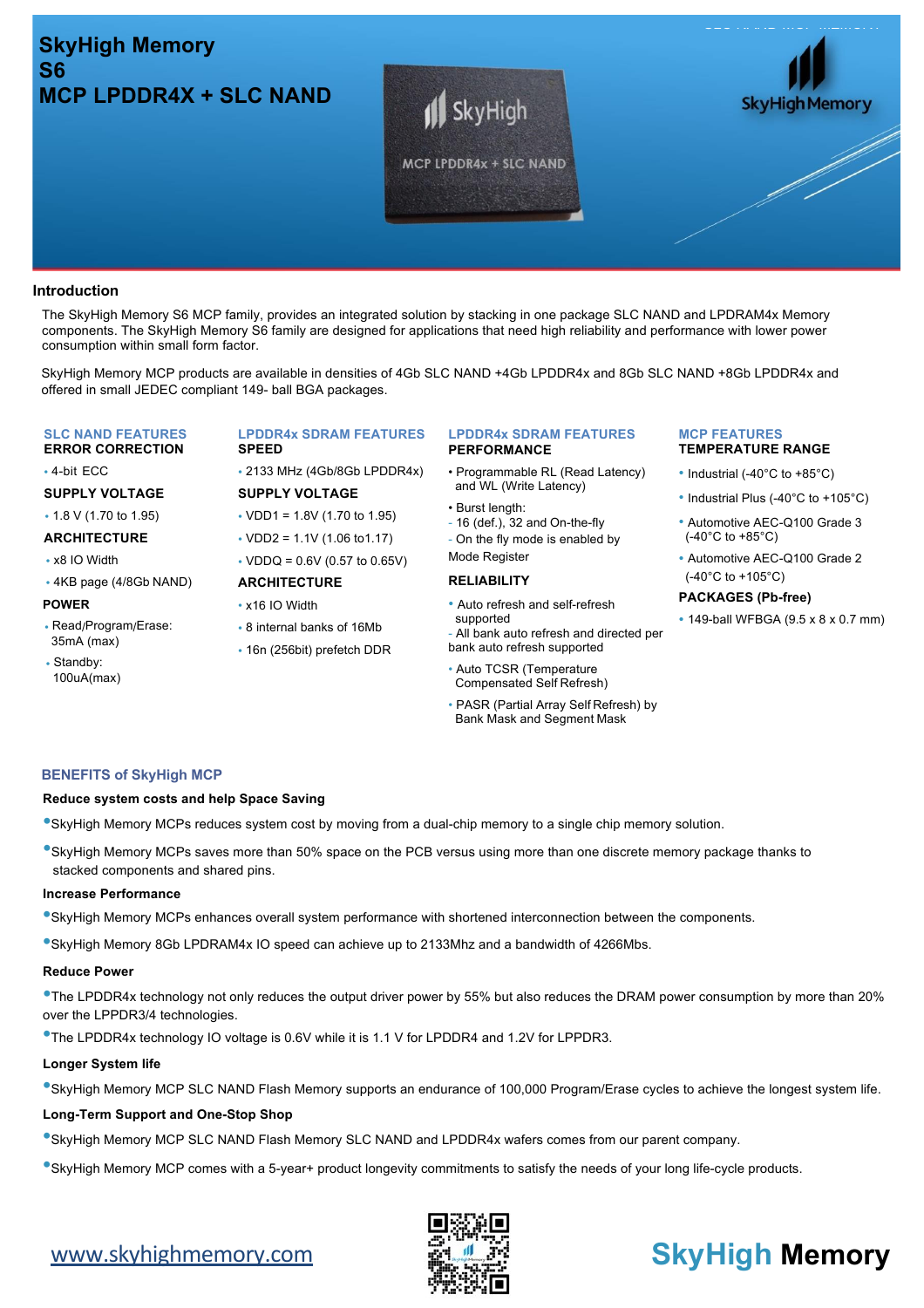# SkyHigh Memory
# S6
# MCP LPDDR4X + SLC NAND

## Introduction

The SkyHigh Memory S6 MCP family, provides an integrated solution by stacking in one package SLC NAND and LPDRAM4x Memory components. The SkyHigh Memory S6 family are designed for applications that need high reliability and performance with lower power consumption within small form factor.

SkyHigh Memory MCP products are available in densities of 4Gb SLC NAND +4Gb LPDDR4x and 8Gb SLC NAND +8Gb LPDDR4x and offered in small JEDEC compliant 149- ball BGA packages.

### SLC NAND FEATURES

**ERROR CORRECTION**

- 4-bit ECC

**SUPPLY VOLTAGE**

- 1.8 V (1.70 to 1.95)

**ARCHITECTURE**

- x8 IO Width
- 4KB page (4/8Gb NAND)

**POWER**

- Read/Program/Erase: 35mA (max)
- Standby: 100uA(max)

### LPDDR4x SDRAM FEATURES

**SPEED**

- 2133 MHz (4Gb/8Gb LPDDR4x)

**SUPPLY VOLTAGE**

- VDD1 = 1.8V (1.70 to 1.95)
- VDD2 = 1.1V (1.06 to1.17)
- VDDQ = 0.6V (0.57 to 0.65V)

**ARCHITECTURE**

- x16 IO Width
- 8 internal banks of 16Mb
- 16n (256bit) prefetch DDR

### LPDDR4x SDRAM FEATURES

**PERFORMANCE**

- Programmable RL (Read Latency) and WL (Write Latency)
- Burst length:
  - 16 (def.), 32 and On-the-fly
  - On the fly mode is enabled by Mode Register

**RELIABILITY**

- Auto refresh and self-refresh supported
  - All bank auto refresh and directed per bank auto refresh supported
- Auto TCSR (Temperature Compensated Self Refresh)
- PASR (Partial Array Self Refresh) by Bank Mask and Segment Mask

### MCP FEATURES

**TEMPERATURE RANGE**

- Industrial (-40°C to +85°C)
- Industrial Plus (-40°C to +105°C)
- Automotive AEC-Q100 Grade 3 (-40°C to +85°C)
- Automotive AEC-Q100 Grade 2 (-40°C to +105°C)

**PACKAGES (Pb-free)**

- 149-ball WFBGA (9.5 x 8 x 0.7 mm)

## BENEFITS of SkyHigh MCP

**Reduce system costs and help Space Saving**

- SkyHigh Memory MCPs reduces system cost by moving from a dual-chip memory to a single chip memory solution.
- SkyHigh Memory MCPs saves more than 50% space on the PCB versus using more than one discrete memory package thanks to stacked components and shared pins.

**Increase Performance**

- SkyHigh Memory MCPs enhances overall system performance with shortened interconnection between the components.
- SkyHigh Memory 8Gb LPDRAM4x IO speed can achieve up to 2133Mhz and a bandwidth of 4266Mbs.

**Reduce Power**

- The LPDDR4x technology not only reduces the output driver power by 55% but also reduces the DRAM power consumption by more than 20% over the LPPDR3/4 technologies.
- The LPDDR4x technology IO voltage is 0.6V while it is 1.1 V for LPDDR4 and 1.2V for LPPDR3.

**Longer System life**

- SkyHigh Memory MCP SLC NAND Flash Memory supports an endurance of 100,000 Program/Erase cycles to achieve the longest system life.

**Long-Term Support and One-Stop Shop**

- SkyHigh Memory MCP SLC NAND Flash Memory SLC NAND and LPDDR4x wafers comes from our parent company.
- SkyHigh Memory MCP comes with a 5-year+ product longevity commitments to satisfy the needs of your long life-cycle products.

www.skyhighmemory.com

SkyHigh Memory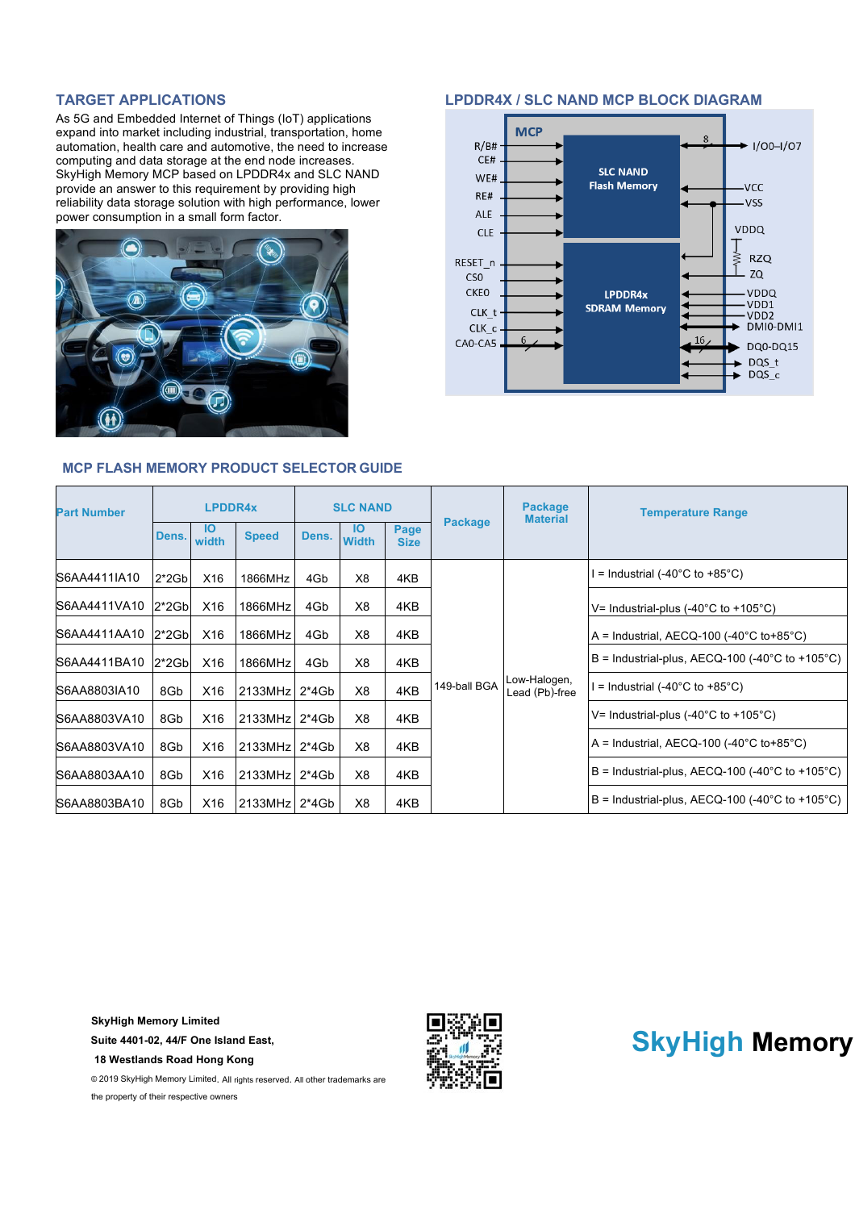## TARGET APPLICATIONS

As 5G and Embedded Internet of Things (IoT) applications expand into market including industrial, transportation, home automation, health care and automotive, the need to increase computing and data storage at the end node increases. SkyHigh Memory MCP based on LPDDR4x and SLC NAND provide an answer to this requirement by providing high reliability data storage solution with high performance, lower power consumption in a small form factor.

## LPDDR4X / SLC NAND MCP BLOCK DIAGRAM

MCP

SLC NAND Flash Memory

LPDDR4x SDRAM Memory

R/B#
CE#
WE#
RE#
ALE
CLE
RESET_n
CS0
CKE0
CLK_t
CLK_c
CA0-CA5
6
8
I/O0–I/O7
VCC
VSS
VDDQ
RZQ
ZQ
VDDQ
VDD1
VDD2
DMI0-DMI1
16
DQ0-DQ15
DQS_t
DQS_c

## MCP FLASH MEMORY PRODUCT SELECTOR GUIDE

| Part Number | LPDDR4x | | | SLC NAND | | | Package | Package Material | Temperature Range |
|---|---|---|---|---|---|---|---|---|---|
| | Dens. | IO width | Speed | Dens. | IO Width | Page Size | | | |
| S6AA4411IA10 | 2*2Gb | X16 | 1866MHz | 4Gb | X8 | 4KB | 149-ball BGA | Low-Halogen, Lead (Pb)-free | I = Industrial (-40°C to +85°C) |
| S6AA4411VA10 | 2*2Gb | X16 | 1866MHz | 4Gb | X8 | 4KB | | | V= Industrial-plus (-40°C to +105°C) |
| S6AA4411AA10 | 2*2Gb | X16 | 1866MHz | 4Gb | X8 | 4KB | | | A = Industrial, AECQ-100 (-40°C to+85°C) |
| S6AA4411BA10 | 2*2Gb | X16 | 1866MHz | 4Gb | X8 | 4KB | | | B = Industrial-plus, AECQ-100 (-40°C to +105°C) |
| S6AA8803IA10 | 8Gb | X16 | 2133MHz | 2*4Gb | X8 | 4KB | | | I = Industrial (-40°C to +85°C) |
| S6AA8803VA10 | 8Gb | X16 | 2133MHz | 2*4Gb | X8 | 4KB | | | V= Industrial-plus (-40°C to +105°C) |
| S6AA8803VA10 | 8Gb | X16 | 2133MHz | 2*4Gb | X8 | 4KB | | | A = Industrial, AECQ-100 (-40°C to+85°C) |
| S6AA8803AA10 | 8Gb | X16 | 2133MHz | 2*4Gb | X8 | 4KB | | | B = Industrial-plus, AECQ-100 (-40°C to +105°C) |
| S6AA8803BA10 | 8Gb | X16 | 2133MHz | 2*4Gb | X8 | 4KB | | | B = Industrial-plus, AECQ-100 (-40°C to +105°C) |

**SkyHigh Memory Limited**

**Suite 4401-02, 44/F One Island East,**

**18 Westlands Road Hong Kong**

© 2019 SkyHigh Memory Limited. All rights reserved. All other trademarks are the property of their respective owners

**SkyHigh Memory**